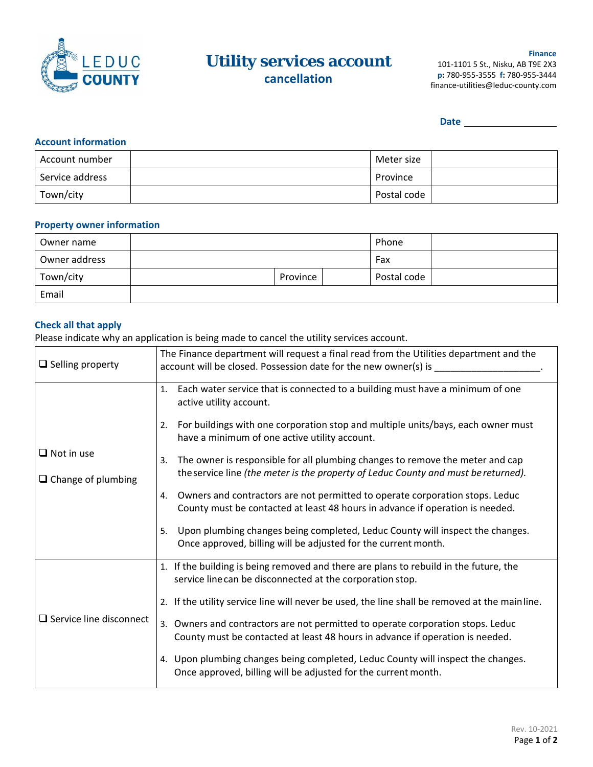# Utility services account cancellation

**Finance**
101-1101 5 St., Nisku, AB T9E 2X3
**p:** 780-955-3555 **f:** 780-955-3444
finance-utilities@leduc-county.com

**Date** ____________________

## Account information

| Account number | | Meter size | |
|---|---|---|---|
| Service address | | Province | |
| Town/city | | Postal code | |

## Property owner information

| Owner name | | | | Phone | |
|---|---|---|---|---|---|
| Owner address | | | | Fax | |
| Town/city | | Province | | Postal code | |
| Email | | | | | |

## Check all that apply

Please indicate why an application is being made to cancel the utility services account.

| | |
|---|---|
| ❑ Selling property | The Finance department will request a final read from the Utilities department and the account will be closed. Possession date for the new owner(s) is ____________________. |
| ❑ Not in use<br><br>❑ Change of plumbing | 1. Each water service that is connected to a building must have a minimum of one active utility account.<br>2. For buildings with one corporation stop and multiple units/bays, each owner must have a minimum of one active utility account.<br>3. The owner is responsible for all plumbing changes to remove the meter and cap the service line *(the meter is the property of Leduc County and must be returned).*<br>4. Owners and contractors are not permitted to operate corporation stops. Leduc County must be contacted at least 48 hours in advance if operation is needed.<br>5. Upon plumbing changes being completed, Leduc County will inspect the changes. Once approved, billing will be adjusted for the current month. |
| ❑ Service line disconnect | 1. If the building is being removed and there are plans to rebuild in the future, the service line can be disconnected at the corporation stop.<br>2. If the utility service line will never be used, the line shall be removed at the main line.<br>3. Owners and contractors are not permitted to operate corporation stops. Leduc County must be contacted at least 48 hours in advance if operation is needed.<br>4. Upon plumbing changes being completed, Leduc County will inspect the changes. Once approved, billing will be adjusted for the current month. |

Rev. 10-2021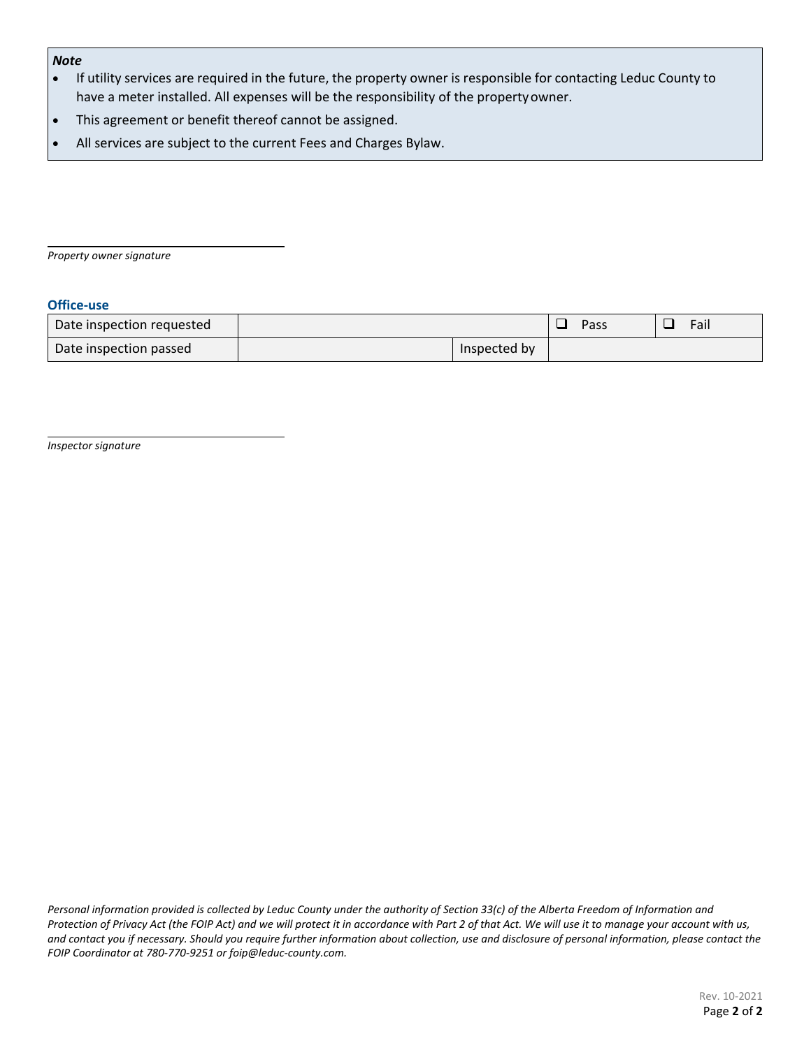***Note***

- If utility services are required in the future, the property owner is responsible for contacting Leduc County to have a meter installed. All expenses will be the responsibility of the property owner.
- This agreement or benefit thereof cannot be assigned.
- All services are subject to the current Fees and Charges Bylaw.

______________________________

*Property owner signature*

### Office-use

| | | | | |
|---|---|---|---|---|
| Date inspection requested | | | ☐ Pass | ☐ Fail |
| Date inspection passed | | Inspected by | | |

______________________________

*Inspector signature*

*Personal information provided is collected by Leduc County under the authority of Section 33(c) of the Alberta Freedom of Information and Protection of Privacy Act (the FOIP Act) and we will protect it in accordance with Part 2 of that Act. We will use it to manage your account with us, and contact you if necessary. Should you require further information about collection, use and disclosure of personal information, please contact the FOIP Coordinator at 780-770-9251 or foip@leduc-county.com.*

Rev. 10-2021